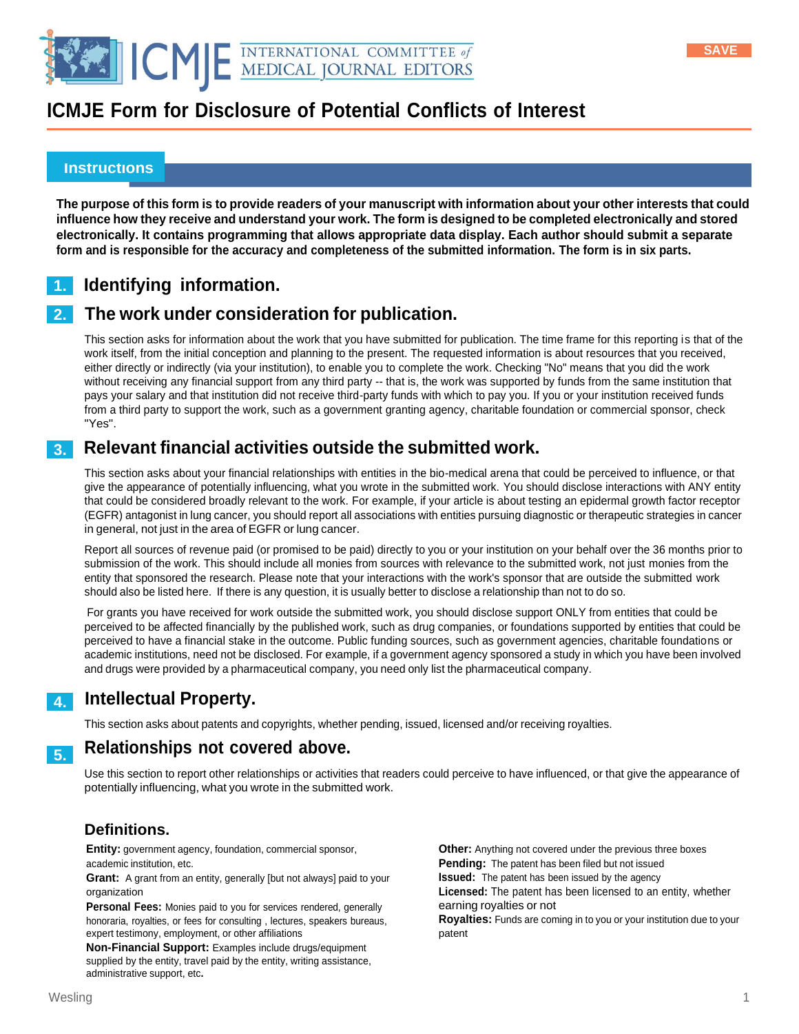ICMJE INTERNATIONAL COMMITTEE of MEDICAL JOURNAL EDITORS

SAVE

# ICMJE Form for Disclosure of Potential Conflicts of Interest

## Instructions

**The purpose of this form is to provide readers of your manuscript with information about your other interests that could influence how they receive and understand your work. The form is designed to be completed electronically and stored electronically. It contains programming that allows appropriate data display. Each author should submit a separate form and is responsible for the accuracy and completeness of the submitted information. The form is in six parts.**

## 1. Identifying information.

## 2. The work under consideration for publication.

This section asks for information about the work that you have submitted for publication. The time frame for this reporting is that of the work itself, from the initial conception and planning to the present. The requested information is about resources that you received, either directly or indirectly (via your institution), to enable you to complete the work. Checking "No" means that you did the work without receiving any financial support from any third party -- that is, the work was supported by funds from the same institution that pays your salary and that institution did not receive third-party funds with which to pay you. If you or your institution received funds from a third party to support the work, such as a government granting agency, charitable foundation or commercial sponsor, check "Yes".

## 3. Relevant financial activities outside the submitted work.

This section asks about your financial relationships with entities in the bio-medical arena that could be perceived to influence, or that give the appearance of potentially influencing, what you wrote in the submitted work. You should disclose interactions with ANY entity that could be considered broadly relevant to the work. For example, if your article is about testing an epidermal growth factor receptor (EGFR) antagonist in lung cancer, you should report all associations with entities pursuing diagnostic or therapeutic strategies in cancer in general, not just in the area of EGFR or lung cancer.

Report all sources of revenue paid (or promised to be paid) directly to you or your institution on your behalf over the 36 months prior to submission of the work. This should include all monies from sources with relevance to the submitted work, not just monies from the entity that sponsored the research. Please note that your interactions with the work's sponsor that are outside the submitted work should also be listed here. If there is any question, it is usually better to disclose a relationship than not to do so.

For grants you have received for work outside the submitted work, you should disclose support ONLY from entities that could be perceived to be affected financially by the published work, such as drug companies, or foundations supported by entities that could be perceived to have a financial stake in the outcome. Public funding sources, such as government agencies, charitable foundations or academic institutions, need not be disclosed. For example, if a government agency sponsored a study in which you have been involved and drugs were provided by a pharmaceutical company, you need only list the pharmaceutical company.

## 4. Intellectual Property.

This section asks about patents and copyrights, whether pending, issued, licensed and/or receiving royalties.

## 5. Relationships not covered above.

Use this section to report other relationships or activities that readers could perceive to have influenced, or that give the appearance of potentially influencing, what you wrote in the submitted work.

### Definitions.

**Entity:** government agency, foundation, commercial sponsor, academic institution, etc.

**Grant:** A grant from an entity, generally [but not always] paid to your organization

**Personal Fees:** Monies paid to you for services rendered, generally honoraria, royalties, or fees for consulting , lectures, speakers bureaus, expert testimony, employment, or other affiliations

**Non-Financial Support:** Examples include drugs/equipment supplied by the entity, travel paid by the entity, writing assistance, administrative support, etc**.**

**Other:** Anything not covered under the previous three boxes

**Pending:** The patent has been filed but not issued

**Issued:** The patent has been issued by the agency

**Licensed:** The patent has been licensed to an entity, whether earning royalties or not

**Royalties:** Funds are coming in to you or your institution due to your patent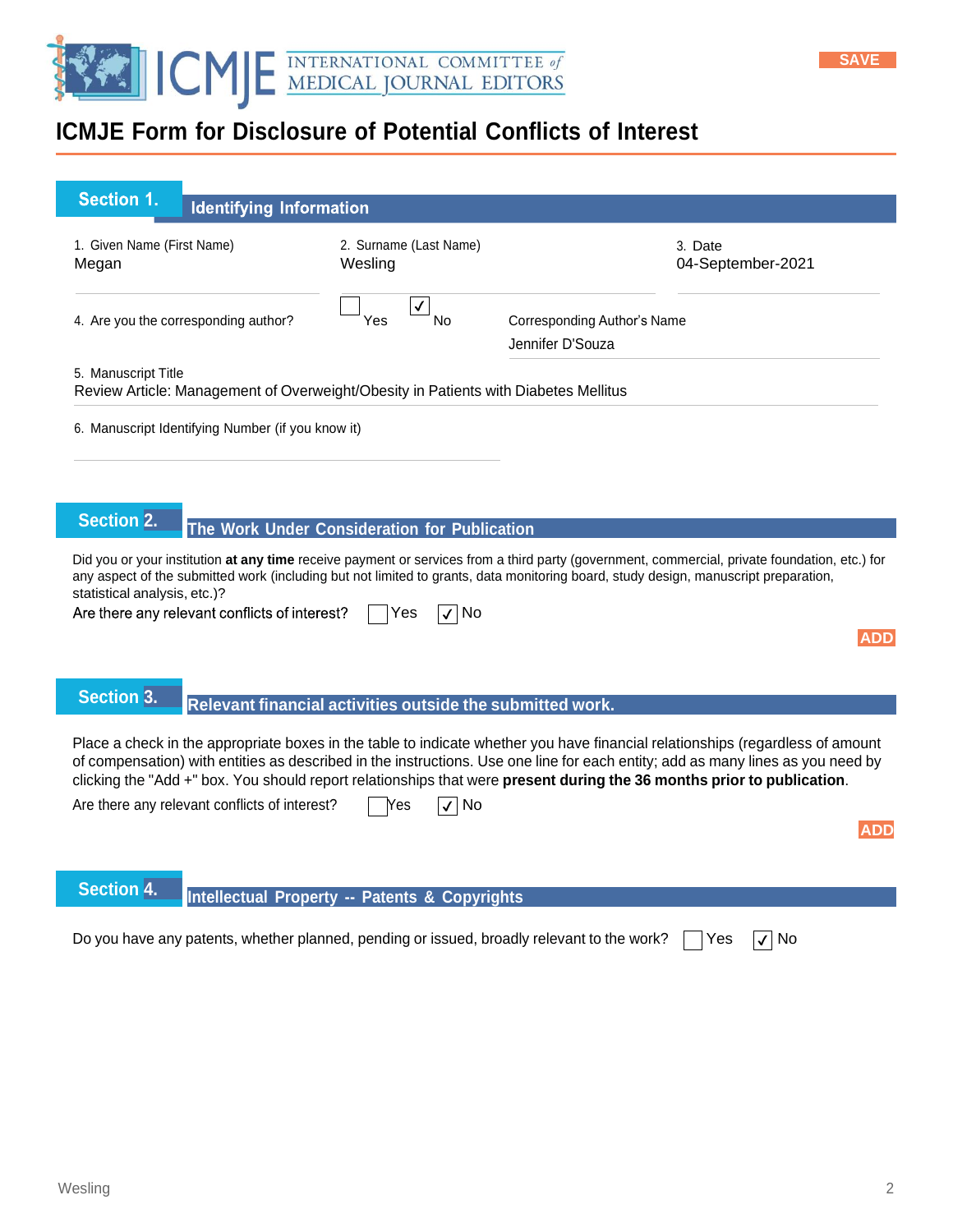# ICMJE Form for Disclosure of Potential Conflicts of Interest

## Section 1. Identifying Information

1. Given Name (First Name)
Megan

2. Surname (Last Name)
Wesling

3. Date
04-September-2021

4. Are you the corresponding author? ☐ Yes ☑ No

Corresponding Author's Name
Jennifer D'Souza

5. Manuscript Title
Review Article: Management of Overweight/Obesity in Patients with Diabetes Mellitus

6. Manuscript Identifying Number (if you know it)

## Section 2. The Work Under Consideration for Publication

Did you or your institution **at any time** receive payment or services from a third party (government, commercial, private foundation, etc.) for any aspect of the submitted work (including but not limited to grants, data monitoring board, study design, manuscript preparation, statistical analysis, etc.)?

Are there any relevant conflicts of interest? ☐ Yes ☑ No

## Section 3. Relevant financial activities outside the submitted work.

Place a check in the appropriate boxes in the table to indicate whether you have financial relationships (regardless of amount of compensation) with entities as described in the instructions. Use one line for each entity; add as many lines as you need by clicking the "Add +" box. You should report relationships that were **present during the 36 months prior to publication**.

Are there any relevant conflicts of interest? ☐ Yes ☑ No

## Section 4. Intellectual Property -- Patents & Copyrights

Do you have any patents, whether planned, pending or issued, broadly relevant to the work? ☐ Yes ☑ No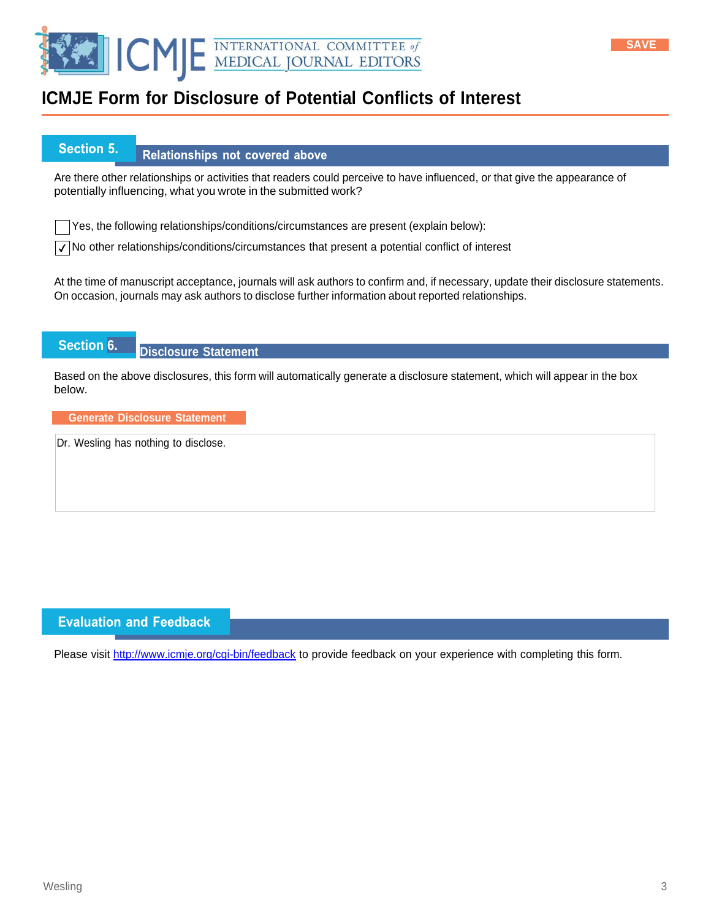# ICMJE Form for Disclosure of Potential Conflicts of Interest

## Section 5. Relationships not covered above

Are there other relationships or activities that readers could perceive to have influenced, or that give the appearance of potentially influencing, what you wrote in the submitted work?

☐ Yes, the following relationships/conditions/circumstances are present (explain below):

☑ No other relationships/conditions/circumstances that present a potential conflict of interest

At the time of manuscript acceptance, journals will ask authors to confirm and, if necessary, update their disclosure statements. On occasion, journals may ask authors to disclose further information about reported relationships.

## Section 6. Disclosure Statement

Based on the above disclosures, this form will automatically generate a disclosure statement, which will appear in the box below.

Generate Disclosure Statement

Dr. Wesling has nothing to disclose.

## Evaluation and Feedback

Please visit http://www.icmje.org/cgi-bin/feedback to provide feedback on your experience with completing this form.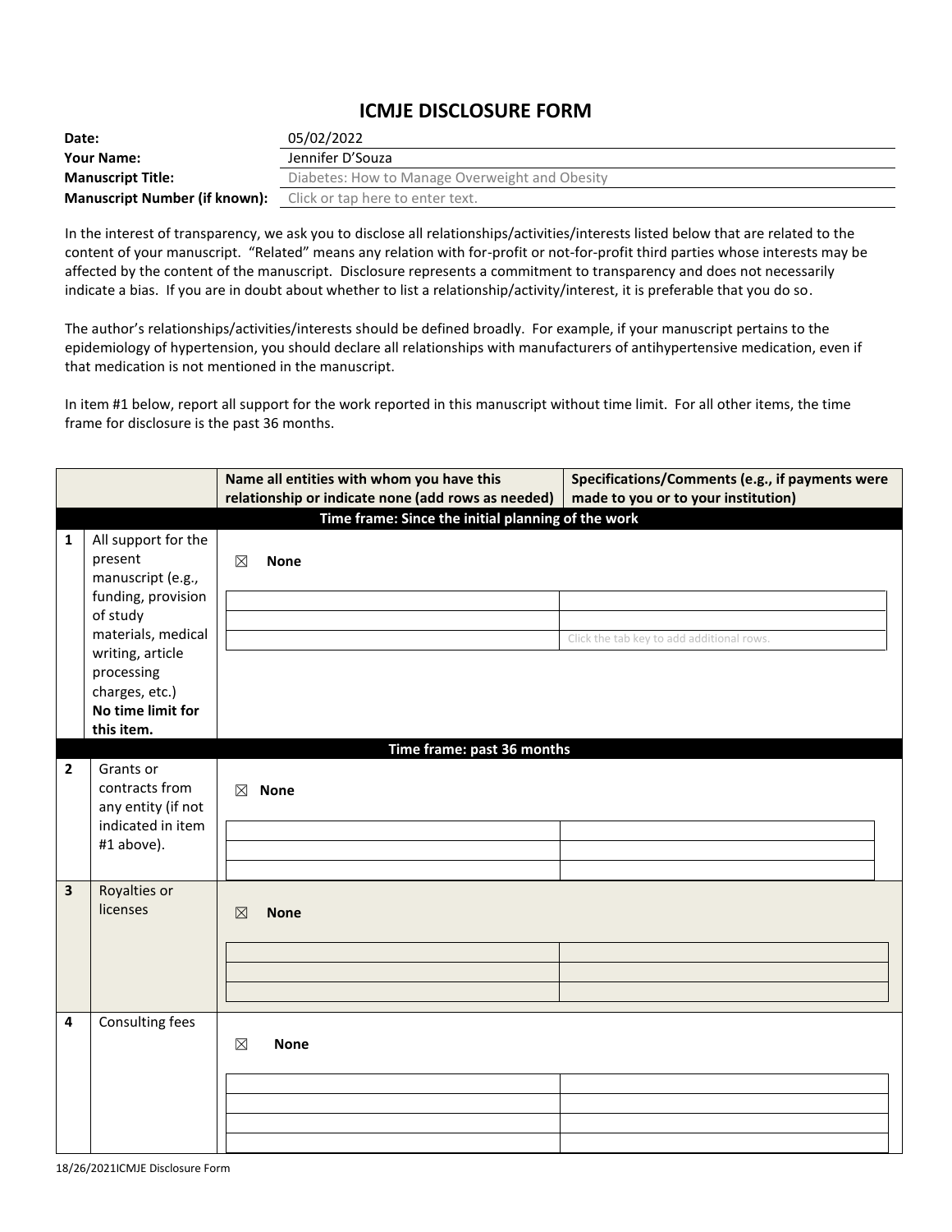# ICMJE DISCLOSURE FORM

| | |
|---|---|
| **Date:** | 05/02/2022 |
| **Your Name:** | Jennifer D'Souza |
| **Manuscript Title:** | Diabetes: How to Manage Overweight and Obesity |
| **Manuscript Number (if known):** | Click or tap here to enter text. |

In the interest of transparency, we ask you to disclose all relationships/activities/interests listed below that are related to the content of your manuscript. "Related" means any relation with for-profit or not-for-profit third parties whose interests may be affected by the content of the manuscript. Disclosure represents a commitment to transparency and does not necessarily indicate a bias. If you are in doubt about whether to list a relationship/activity/interest, it is preferable that you do so.

The author's relationships/activities/interests should be defined broadly. For example, if your manuscript pertains to the epidemiology of hypertension, you should declare all relationships with manufacturers of antihypertensive medication, even if that medication is not mentioned in the manuscript.

In item #1 below, report all support for the work reported in this manuscript without time limit. For all other items, the time frame for disclosure is the past 36 months.

| | | Name all entities with whom you have this relationship or indicate none (add rows as needed) | Specifications/Comments (e.g., if payments were made to you or to your institution) |
|---|---|---|---|
| | | **Time frame: Since the initial planning of the work** | |
| **1** | All support for the present manuscript (e.g., funding, provision of study materials, medical writing, article processing charges, etc.) **No time limit for this item.** | ☒ **None** | |
| | | | |
| | | | |
| | | | Click the tab key to add additional rows. |
| | | **Time frame: past 36 months** | |
| **2** | Grants or contracts from any entity (if not indicated in item #1 above). | ☒ **None** | |
| | | | |
| | | | |
| | | | |
| **3** | Royalties or licenses | ☒ **None** | |
| | | | |
| | | | |
| | | | |
| **4** | Consulting fees | ☒ **None** | |
| | | | |
| | | | |
| | | | |
| | | | |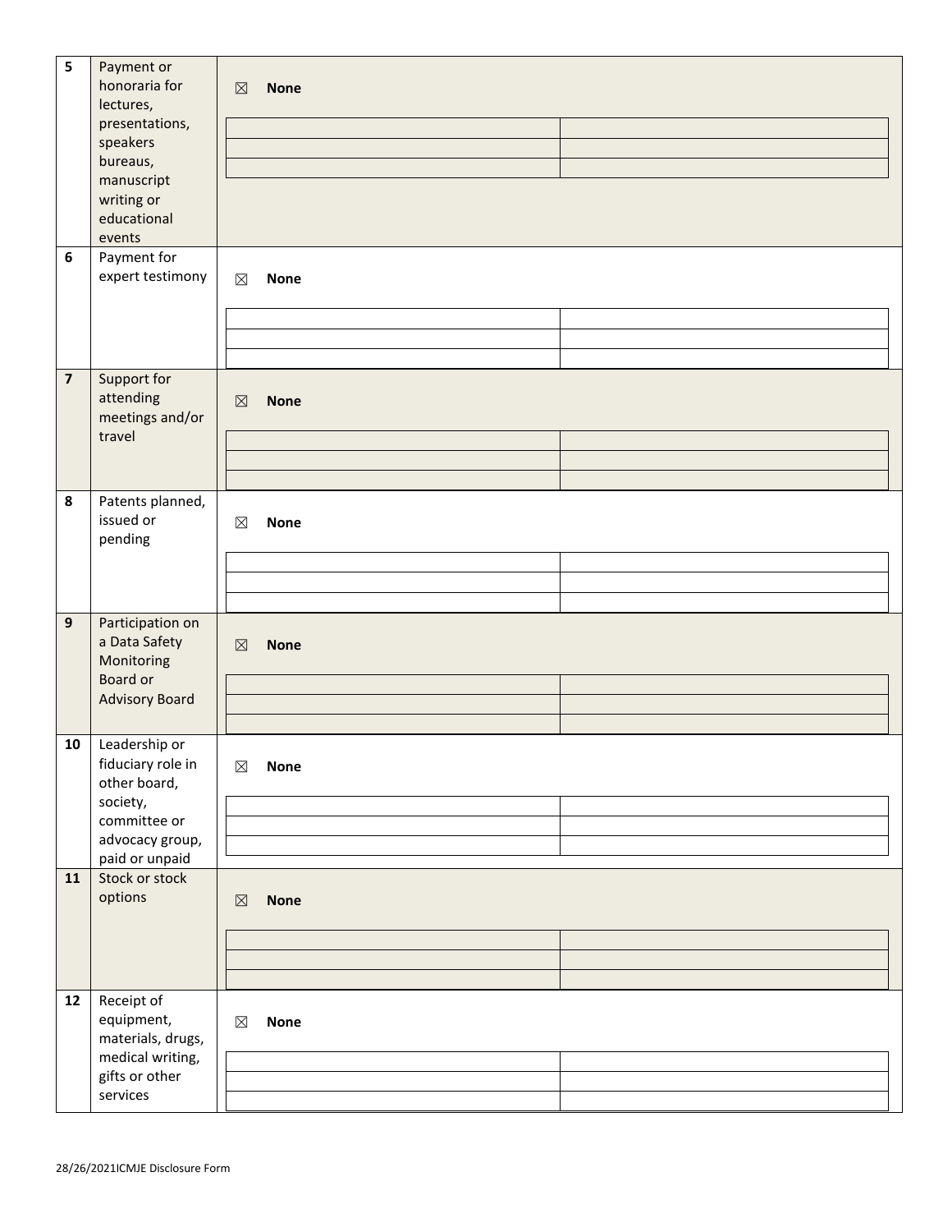| | | |
|---|---|---|
| 5 | Payment or honoraria for lectures, presentations, speakers bureaus, manuscript writing or educational events | ☒ **None** |
| 6 | Payment for expert testimony | ☒ **None** |
| 7 | Support for attending meetings and/or travel | ☒ **None** |
| 8 | Patents planned, issued or pending | ☒ **None** |
| 9 | Participation on a Data Safety Monitoring Board or Advisory Board | ☒ **None** |
| 10 | Leadership or fiduciary role in other board, society, committee or advocacy group, paid or unpaid | ☒ **None** |
| 11 | Stock or stock options | ☒ **None** |
| 12 | Receipt of equipment, materials, drugs, medical writing, gifts or other services | ☒ **None** |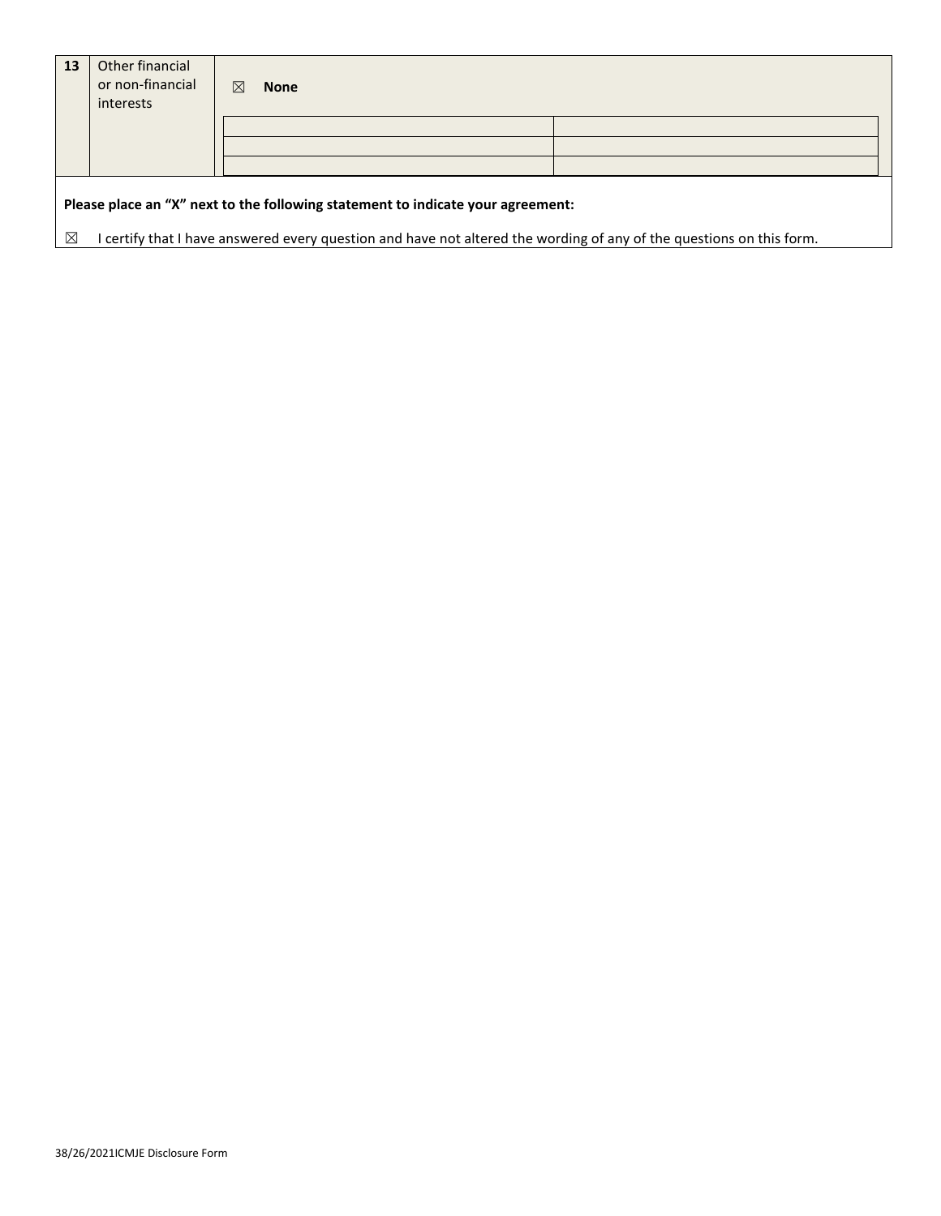| | | |
|---|---|---|
| 13 | Other financial or non-financial interests | ☒ **None** |

**Please place an "X" next to the following statement to indicate your agreement:**

☒ I certify that I have answered every question and have not altered the wording of any of the questions on this form.